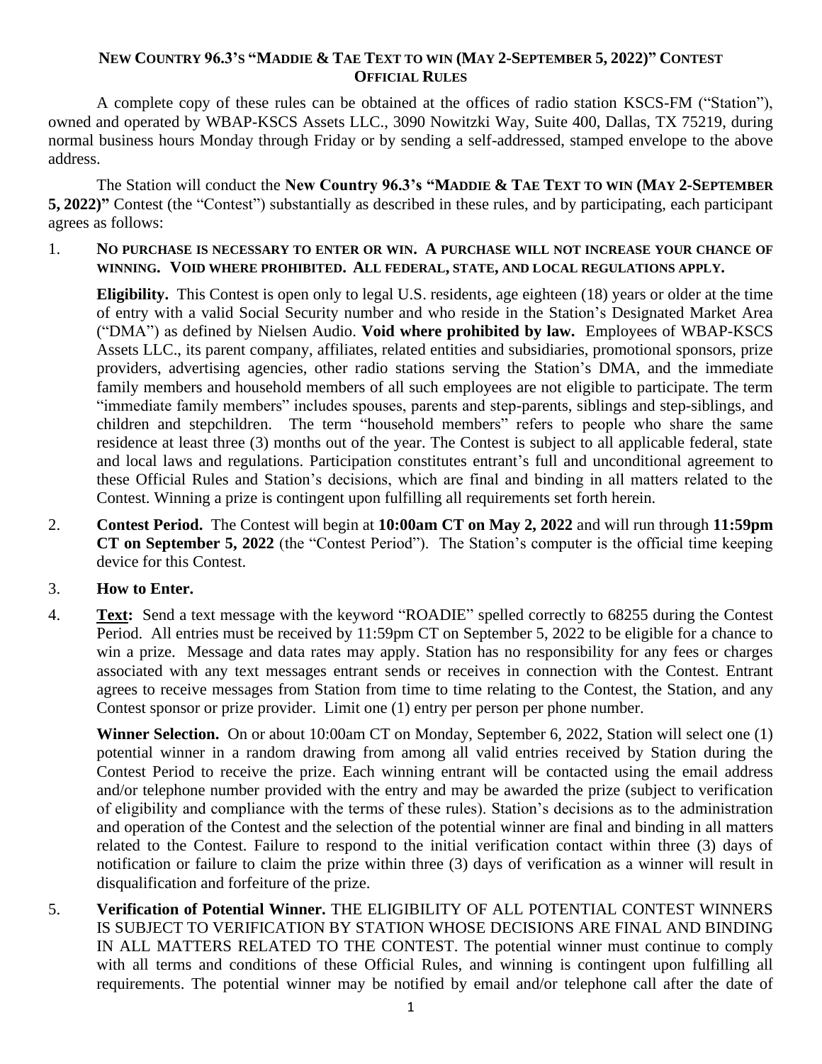# NEW COUNTRY 96.3'S "MADDIE & TAE TEXT TO WIN (MAY 2-SEPTEMBER 5, 2022)" CONTEST OFFICIAL RULES

A complete copy of these rules can be obtained at the offices of radio station KSCS-FM ("Station"), owned and operated by WBAP-KSCS Assets LLC., 3090 Nowitzki Way, Suite 400, Dallas, TX 75219, during normal business hours Monday through Friday or by sending a self-addressed, stamped envelope to the above address.

The Station will conduct the **New Country 96.3's "MADDIE & TAE TEXT TO WIN (MAY 2-SEPTEMBER 5, 2022)"** Contest (the "Contest") substantially as described in these rules, and by participating, each participant agrees as follows:

1. **NO PURCHASE IS NECESSARY TO ENTER OR WIN. A PURCHASE WILL NOT INCREASE YOUR CHANCE OF WINNING. VOID WHERE PROHIBITED. ALL FEDERAL, STATE, AND LOCAL REGULATIONS APPLY.**

   **Eligibility.** This Contest is open only to legal U.S. residents, age eighteen (18) years or older at the time of entry with a valid Social Security number and who reside in the Station's Designated Market Area ("DMA") as defined by Nielsen Audio. **Void where prohibited by law.** Employees of WBAP-KSCS Assets LLC., its parent company, affiliates, related entities and subsidiaries, promotional sponsors, prize providers, advertising agencies, other radio stations serving the Station's DMA, and the immediate family members and household members of all such employees are not eligible to participate. The term "immediate family members" includes spouses, parents and step-parents, siblings and step-siblings, and children and stepchildren. The term "household members" refers to people who share the same residence at least three (3) months out of the year. The Contest is subject to all applicable federal, state and local laws and regulations. Participation constitutes entrant's full and unconditional agreement to these Official Rules and Station's decisions, which are final and binding in all matters related to the Contest. Winning a prize is contingent upon fulfilling all requirements set forth herein.

2. **Contest Period.** The Contest will begin at **10:00am CT on May 2, 2022** and will run through **11:59pm CT on September 5, 2022** (the "Contest Period"). The Station's computer is the official time keeping device for this Contest.

3. **How to Enter.**

4. **Text:** Send a text message with the keyword "ROADIE" spelled correctly to 68255 during the Contest Period. All entries must be received by 11:59pm CT on September 5, 2022 to be eligible for a chance to win a prize. Message and data rates may apply. Station has no responsibility for any fees or charges associated with any text messages entrant sends or receives in connection with the Contest. Entrant agrees to receive messages from Station from time to time relating to the Contest, the Station, and any Contest sponsor or prize provider. Limit one (1) entry per person per phone number.

   **Winner Selection.** On or about 10:00am CT on Monday, September 6, 2022, Station will select one (1) potential winner in a random drawing from among all valid entries received by Station during the Contest Period to receive the prize. Each winning entrant will be contacted using the email address and/or telephone number provided with the entry and may be awarded the prize (subject to verification of eligibility and compliance with the terms of these rules). Station's decisions as to the administration and operation of the Contest and the selection of the potential winner are final and binding in all matters related to the Contest. Failure to respond to the initial verification contact within three (3) days of notification or failure to claim the prize within three (3) days of verification as a winner will result in disqualification and forfeiture of the prize.

5. **Verification of Potential Winner.** THE ELIGIBILITY OF ALL POTENTIAL CONTEST WINNERS IS SUBJECT TO VERIFICATION BY STATION WHOSE DECISIONS ARE FINAL AND BINDING IN ALL MATTERS RELATED TO THE CONTEST. The potential winner must continue to comply with all terms and conditions of these Official Rules, and winning is contingent upon fulfilling all requirements. The potential winner may be notified by email and/or telephone call after the date of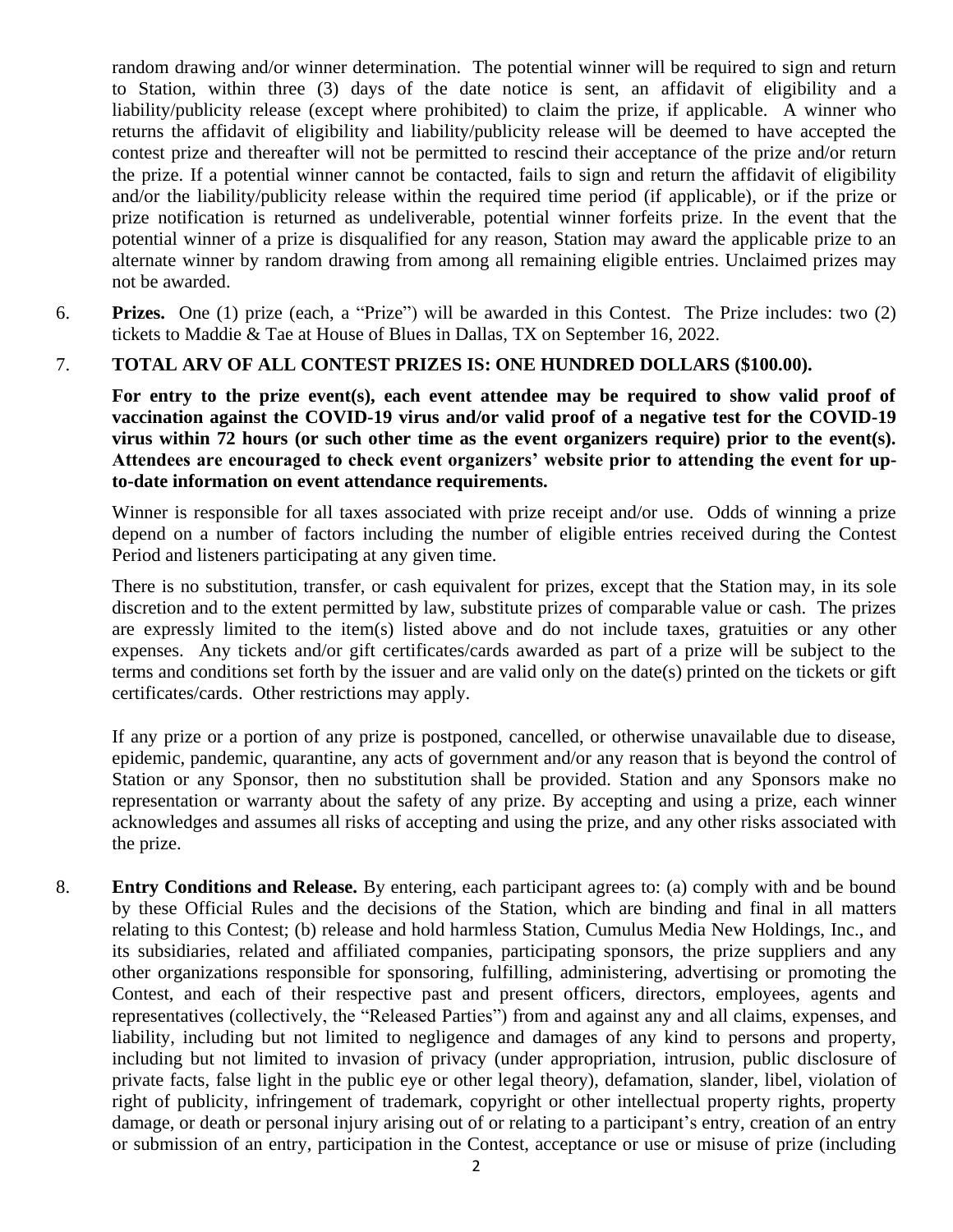random drawing and/or winner determination. The potential winner will be required to sign and return to Station, within three (3) days of the date notice is sent, an affidavit of eligibility and a liability/publicity release (except where prohibited) to claim the prize, if applicable. A winner who returns the affidavit of eligibility and liability/publicity release will be deemed to have accepted the contest prize and thereafter will not be permitted to rescind their acceptance of the prize and/or return the prize. If a potential winner cannot be contacted, fails to sign and return the affidavit of eligibility and/or the liability/publicity release within the required time period (if applicable), or if the prize or prize notification is returned as undeliverable, potential winner forfeits prize. In the event that the potential winner of a prize is disqualified for any reason, Station may award the applicable prize to an alternate winner by random drawing from among all remaining eligible entries. Unclaimed prizes may not be awarded.

6. **Prizes.** One (1) prize (each, a "Prize") will be awarded in this Contest. The Prize includes: two (2) tickets to Maddie & Tae at House of Blues in Dallas, TX on September 16, 2022.

7. **TOTAL ARV OF ALL CONTEST PRIZES IS: ONE HUNDRED DOLLARS ($100.00).**

   **For entry to the prize event(s), each event attendee may be required to show valid proof of vaccination against the COVID-19 virus and/or valid proof of a negative test for the COVID-19 virus within 72 hours (or such other time as the event organizers require) prior to the event(s). Attendees are encouraged to check event organizers' website prior to attending the event for up-to-date information on event attendance requirements.**

   Winner is responsible for all taxes associated with prize receipt and/or use. Odds of winning a prize depend on a number of factors including the number of eligible entries received during the Contest Period and listeners participating at any given time.

   There is no substitution, transfer, or cash equivalent for prizes, except that the Station may, in its sole discretion and to the extent permitted by law, substitute prizes of comparable value or cash. The prizes are expressly limited to the item(s) listed above and do not include taxes, gratuities or any other expenses. Any tickets and/or gift certificates/cards awarded as part of a prize will be subject to the terms and conditions set forth by the issuer and are valid only on the date(s) printed on the tickets or gift certificates/cards. Other restrictions may apply.

   If any prize or a portion of any prize is postponed, cancelled, or otherwise unavailable due to disease, epidemic, pandemic, quarantine, any acts of government and/or any reason that is beyond the control of Station or any Sponsor, then no substitution shall be provided. Station and any Sponsors make no representation or warranty about the safety of any prize. By accepting and using a prize, each winner acknowledges and assumes all risks of accepting and using the prize, and any other risks associated with the prize.

8. **Entry Conditions and Release.** By entering, each participant agrees to: (a) comply with and be bound by these Official Rules and the decisions of the Station, which are binding and final in all matters relating to this Contest; (b) release and hold harmless Station, Cumulus Media New Holdings, Inc., and its subsidiaries, related and affiliated companies, participating sponsors, the prize suppliers and any other organizations responsible for sponsoring, fulfilling, administering, advertising or promoting the Contest, and each of their respective past and present officers, directors, employees, agents and representatives (collectively, the "Released Parties") from and against any and all claims, expenses, and liability, including but not limited to negligence and damages of any kind to persons and property, including but not limited to invasion of privacy (under appropriation, intrusion, public disclosure of private facts, false light in the public eye or other legal theory), defamation, slander, libel, violation of right of publicity, infringement of trademark, copyright or other intellectual property rights, property damage, or death or personal injury arising out of or relating to a participant's entry, creation of an entry or submission of an entry, participation in the Contest, acceptance or use or misuse of prize (including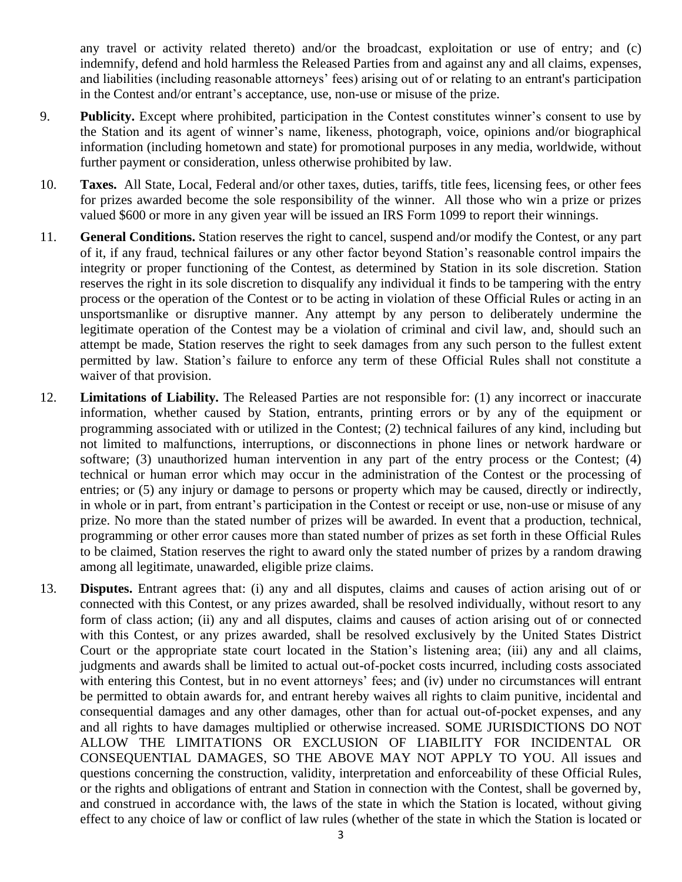any travel or activity related thereto) and/or the broadcast, exploitation or use of entry; and (c) indemnify, defend and hold harmless the Released Parties from and against any and all claims, expenses, and liabilities (including reasonable attorneys' fees) arising out of or relating to an entrant's participation in the Contest and/or entrant's acceptance, use, non-use or misuse of the prize.

9. **Publicity.** Except where prohibited, participation in the Contest constitutes winner's consent to use by the Station and its agent of winner's name, likeness, photograph, voice, opinions and/or biographical information (including hometown and state) for promotional purposes in any media, worldwide, without further payment or consideration, unless otherwise prohibited by law.

10. **Taxes.** All State, Local, Federal and/or other taxes, duties, tariffs, title fees, licensing fees, or other fees for prizes awarded become the sole responsibility of the winner. All those who win a prize or prizes valued $600 or more in any given year will be issued an IRS Form 1099 to report their winnings.

11. **General Conditions.** Station reserves the right to cancel, suspend and/or modify the Contest, or any part of it, if any fraud, technical failures or any other factor beyond Station's reasonable control impairs the integrity or proper functioning of the Contest, as determined by Station in its sole discretion. Station reserves the right in its sole discretion to disqualify any individual it finds to be tampering with the entry process or the operation of the Contest or to be acting in violation of these Official Rules or acting in an unsportsmanlike or disruptive manner. Any attempt by any person to deliberately undermine the legitimate operation of the Contest may be a violation of criminal and civil law, and, should such an attempt be made, Station reserves the right to seek damages from any such person to the fullest extent permitted by law. Station's failure to enforce any term of these Official Rules shall not constitute a waiver of that provision.

12. **Limitations of Liability.** The Released Parties are not responsible for: (1) any incorrect or inaccurate information, whether caused by Station, entrants, printing errors or by any of the equipment or programming associated with or utilized in the Contest; (2) technical failures of any kind, including but not limited to malfunctions, interruptions, or disconnections in phone lines or network hardware or software; (3) unauthorized human intervention in any part of the entry process or the Contest; (4) technical or human error which may occur in the administration of the Contest or the processing of entries; or (5) any injury or damage to persons or property which may be caused, directly or indirectly, in whole or in part, from entrant's participation in the Contest or receipt or use, non-use or misuse of any prize. No more than the stated number of prizes will be awarded. In event that a production, technical, programming or other error causes more than stated number of prizes as set forth in these Official Rules to be claimed, Station reserves the right to award only the stated number of prizes by a random drawing among all legitimate, unawarded, eligible prize claims.

13. **Disputes.** Entrant agrees that: (i) any and all disputes, claims and causes of action arising out of or connected with this Contest, or any prizes awarded, shall be resolved individually, without resort to any form of class action; (ii) any and all disputes, claims and causes of action arising out of or connected with this Contest, or any prizes awarded, shall be resolved exclusively by the United States District Court or the appropriate state court located in the Station's listening area; (iii) any and all claims, judgments and awards shall be limited to actual out-of-pocket costs incurred, including costs associated with entering this Contest, but in no event attorneys' fees; and (iv) under no circumstances will entrant be permitted to obtain awards for, and entrant hereby waives all rights to claim punitive, incidental and consequential damages and any other damages, other than for actual out-of-pocket expenses, and any and all rights to have damages multiplied or otherwise increased. SOME JURISDICTIONS DO NOT ALLOW THE LIMITATIONS OR EXCLUSION OF LIABILITY FOR INCIDENTAL OR CONSEQUENTIAL DAMAGES, SO THE ABOVE MAY NOT APPLY TO YOU. All issues and questions concerning the construction, validity, interpretation and enforceability of these Official Rules, or the rights and obligations of entrant and Station in connection with the Contest, shall be governed by, and construed in accordance with, the laws of the state in which the Station is located, without giving effect to any choice of law or conflict of law rules (whether of the state in which the Station is located or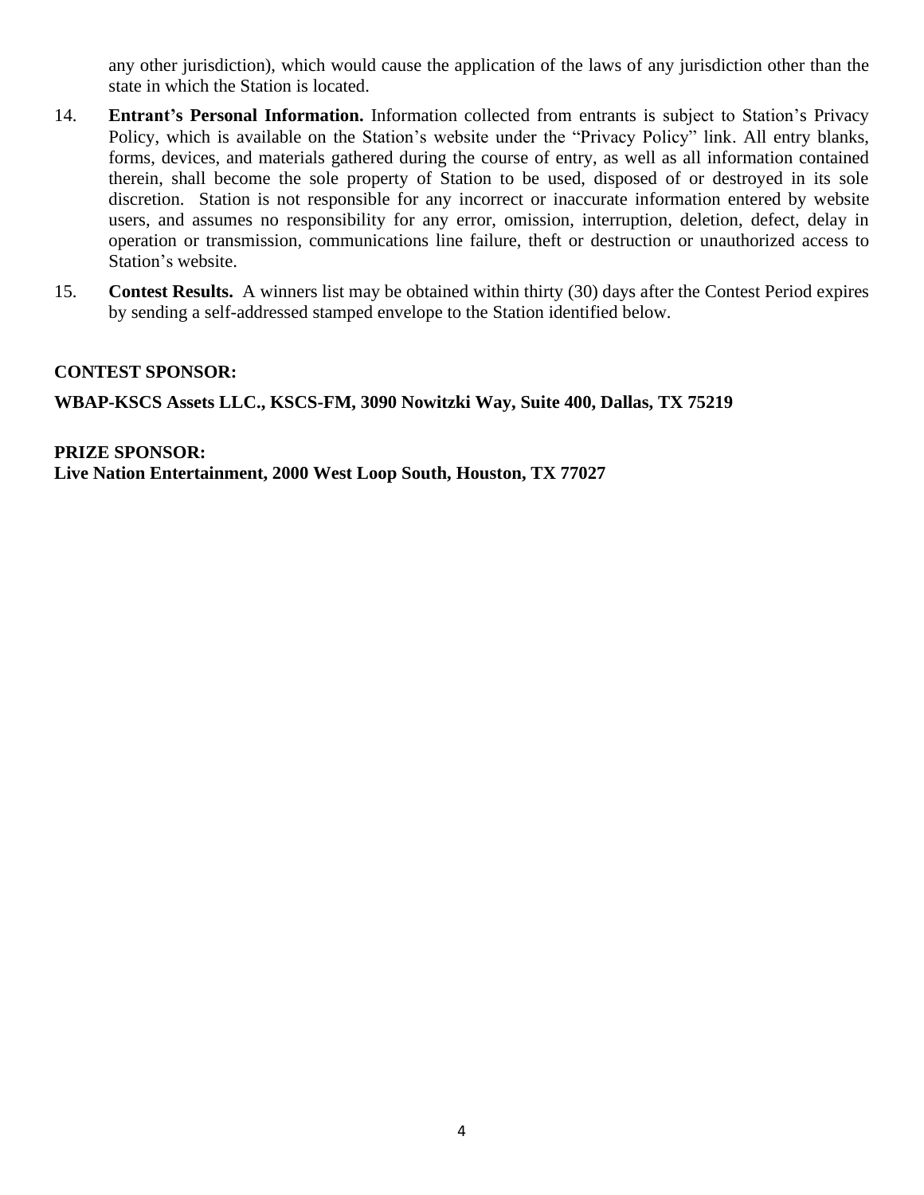any other jurisdiction), which would cause the application of the laws of any jurisdiction other than the state in which the Station is located.

14. **Entrant's Personal Information.** Information collected from entrants is subject to Station's Privacy Policy, which is available on the Station's website under the "Privacy Policy" link. All entry blanks, forms, devices, and materials gathered during the course of entry, as well as all information contained therein, shall become the sole property of Station to be used, disposed of or destroyed in its sole discretion. Station is not responsible for any incorrect or inaccurate information entered by website users, and assumes no responsibility for any error, omission, interruption, deletion, defect, delay in operation or transmission, communications line failure, theft or destruction or unauthorized access to Station's website.

15. **Contest Results.** A winners list may be obtained within thirty (30) days after the Contest Period expires by sending a self-addressed stamped envelope to the Station identified below.

**CONTEST SPONSOR:**

**WBAP-KSCS Assets LLC., KSCS-FM, 3090 Nowitzki Way, Suite 400, Dallas, TX 75219**

**PRIZE SPONSOR:**
**Live Nation Entertainment, 2000 West Loop South, Houston, TX 77027**